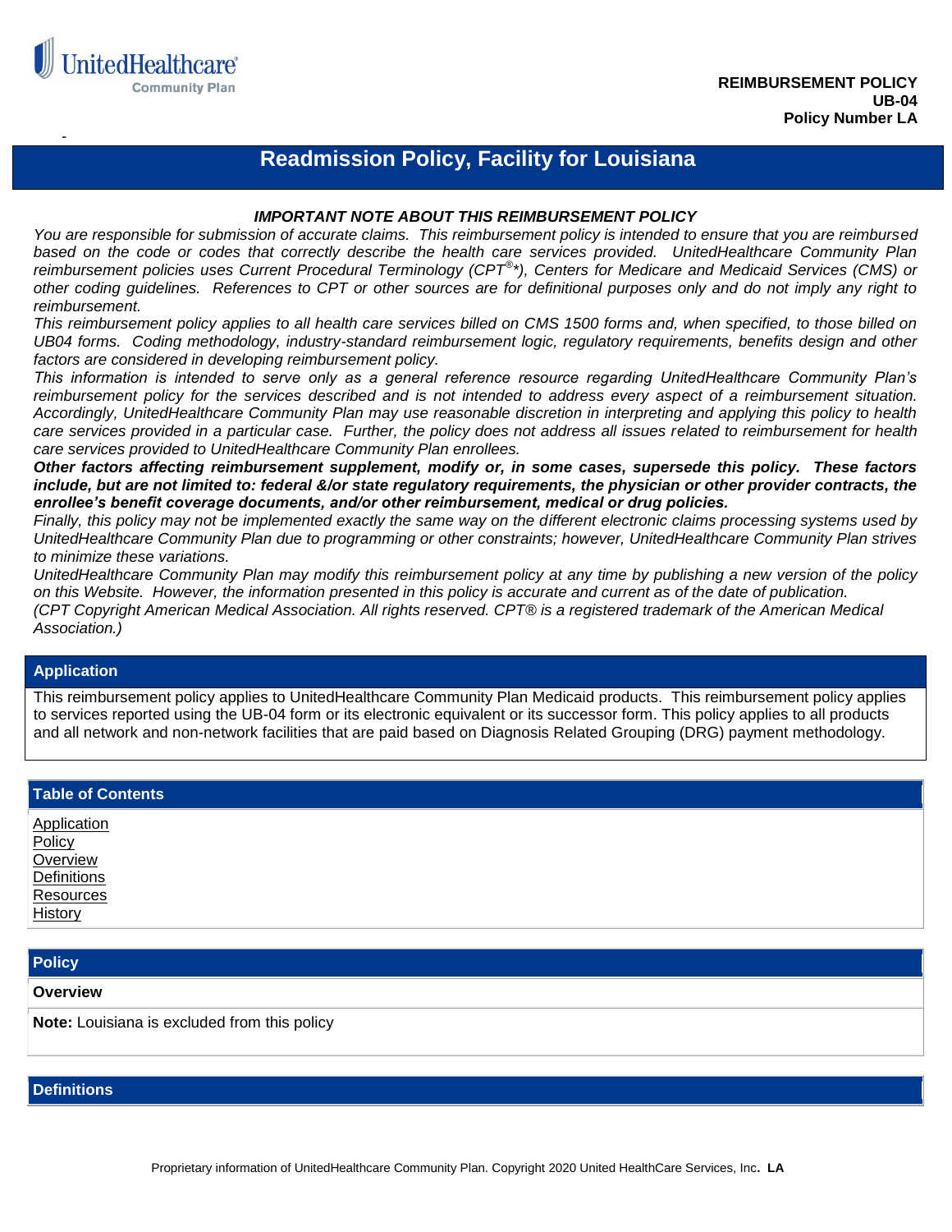UnitedHealthcare Community Plan

**REIMBURSEMENT POLICY**
**UB-04**
**Policy Number LA**

-

# Readmission Policy, Facility for Louisiana

***IMPORTANT NOTE ABOUT THIS REIMBURSEMENT POLICY***

*You are responsible for submission of accurate claims. This reimbursement policy is intended to ensure that you are reimbursed based on the code or codes that correctly describe the health care services provided. UnitedHealthcare Community Plan reimbursement policies uses Current Procedural Terminology (CPT®\*), Centers for Medicare and Medicaid Services (CMS) or other coding guidelines. References to CPT or other sources are for definitional purposes only and do not imply any right to reimbursement.*

*This reimbursement policy applies to all health care services billed on CMS 1500 forms and, when specified, to those billed on UB04 forms. Coding methodology, industry-standard reimbursement logic, regulatory requirements, benefits design and other factors are considered in developing reimbursement policy.*

*This information is intended to serve only as a general reference resource regarding UnitedHealthcare Community Plan's reimbursement policy for the services described and is not intended to address every aspect of a reimbursement situation. Accordingly, UnitedHealthcare Community Plan may use reasonable discretion in interpreting and applying this policy to health care services provided in a particular case. Further, the policy does not address all issues related to reimbursement for health care services provided to UnitedHealthcare Community Plan enrollees.*

***Other factors affecting reimbursement supplement, modify or, in some cases, supersede this policy. These factors include, but are not limited to: federal &/or state regulatory requirements, the physician or other provider contracts, the enrollee's benefit coverage documents, and/or other reimbursement, medical or drug policies.***

*Finally, this policy may not be implemented exactly the same way on the different electronic claims processing systems used by UnitedHealthcare Community Plan due to programming or other constraints; however, UnitedHealthcare Community Plan strives to minimize these variations.*

*UnitedHealthcare Community Plan may modify this reimbursement policy at any time by publishing a new version of the policy on this Website. However, the information presented in this policy is accurate and current as of the date of publication.*

*(CPT Copyright American Medical Association. All rights reserved. CPT® is a registered trademark of the American Medical Association.)*

## Application

This reimbursement policy applies to UnitedHealthcare Community Plan Medicaid products. This reimbursement policy applies to services reported using the UB-04 form or its electronic equivalent or its successor form. This policy applies to all products and all network and non-network facilities that are paid based on Diagnosis Related Grouping (DRG) payment methodology.

## Table of Contents

Application
Policy
Overview
Definitions
Resources
History

## Policy

### Overview

**Note:** Louisiana is excluded from this policy

## Definitions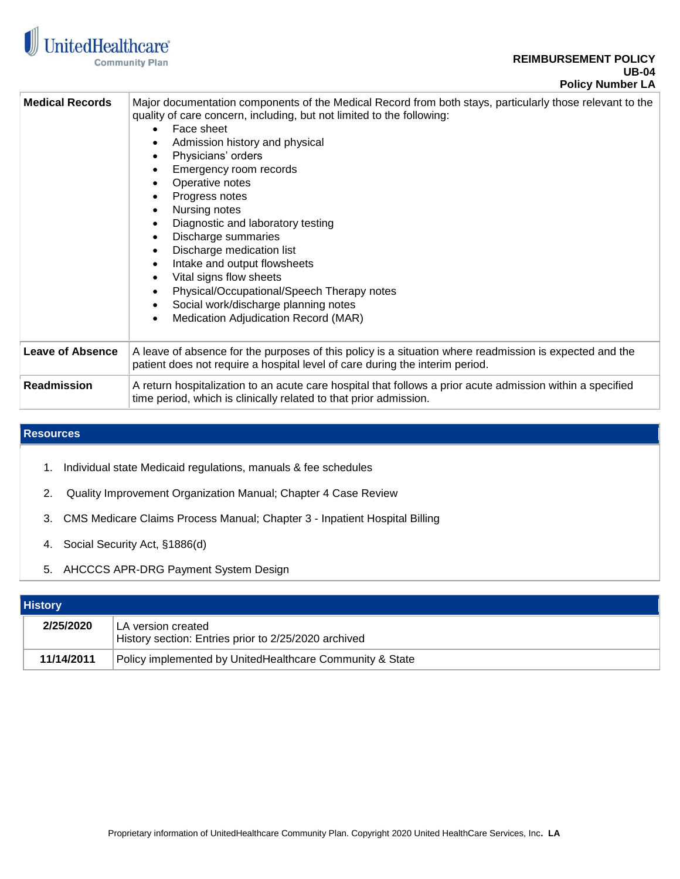| | |
|---|---|
| **Medical Records** | Major documentation components of the Medical Record from both stays, particularly those relevant to the quality of care concern, including, but not limited to the following:<br>• Face sheet<br>• Admission history and physical<br>• Physicians' orders<br>• Emergency room records<br>• Operative notes<br>• Progress notes<br>• Nursing notes<br>• Diagnostic and laboratory testing<br>• Discharge summaries<br>• Discharge medication list<br>• Intake and output flowsheets<br>• Vital signs flow sheets<br>• Physical/Occupational/Speech Therapy notes<br>• Social work/discharge planning notes<br>• Medication Adjudication Record (MAR) |
| **Leave of Absence** | A leave of absence for the purposes of this policy is a situation where readmission is expected and the patient does not require a hospital level of care during the interim period. |
| **Readmission** | A return hospitalization to an acute care hospital that follows a prior acute admission within a specified time period, which is clinically related to that prior admission. |

## Resources

1. Individual state Medicaid regulations, manuals & fee schedules
2. Quality Improvement Organization Manual; Chapter 4 Case Review
3. CMS Medicare Claims Process Manual; Chapter 3 - Inpatient Hospital Billing
4. Social Security Act, §1886(d)
5. AHCCCS APR-DRG Payment System Design

## History

| | |
|---|---|
| **2/25/2020** | LA version created<br>History section: Entries prior to 2/25/2020 archived |
| **11/14/2011** | Policy implemented by UnitedHealthcare Community & State |